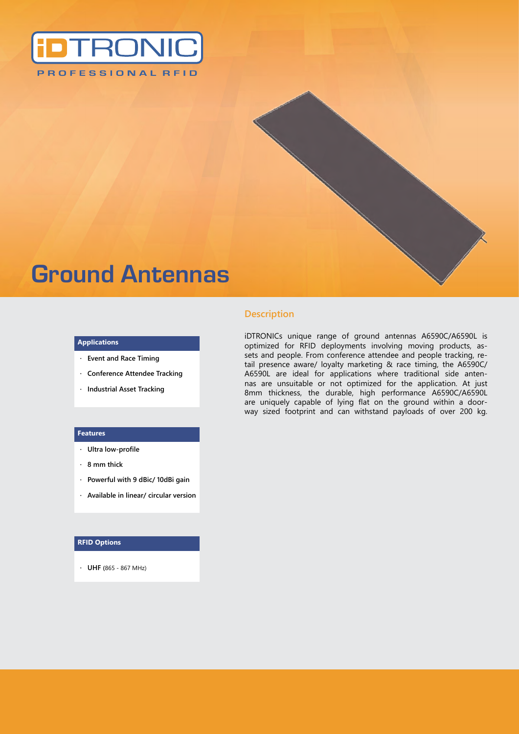iDTRONIC

PROFESSIONAL RFID

# Ground Antennas

## Description

iDTRONICs unique range of ground antennas A6590C/A6590L is optimized for RFID deployments involving moving products, assets and people. From conference attendee and people tracking, retail presence aware/ loyalty marketing & race timing, the A6590C/ A6590L are ideal for applications where traditional side antennas are unsuitable or not optimized for the application. At just 8mm thickness, the durable, high performance A6590C/A6590L are uniquely capable of lying flat on the ground within a doorway sized footprint and can withstand payloads of over 200 kg.

### Applications

- **Event and Race Timing**
- **Conference Attendee Tracking**
- **Industrial Asset Tracking**

### Features

- **Ultra low-profile**
- **8 mm thick**
- **Powerful with 9 dBic/ 10dBi gain**
- **Available in linear/ circular version**

### RFID Options

- **UHF** (865 - 867 MHz)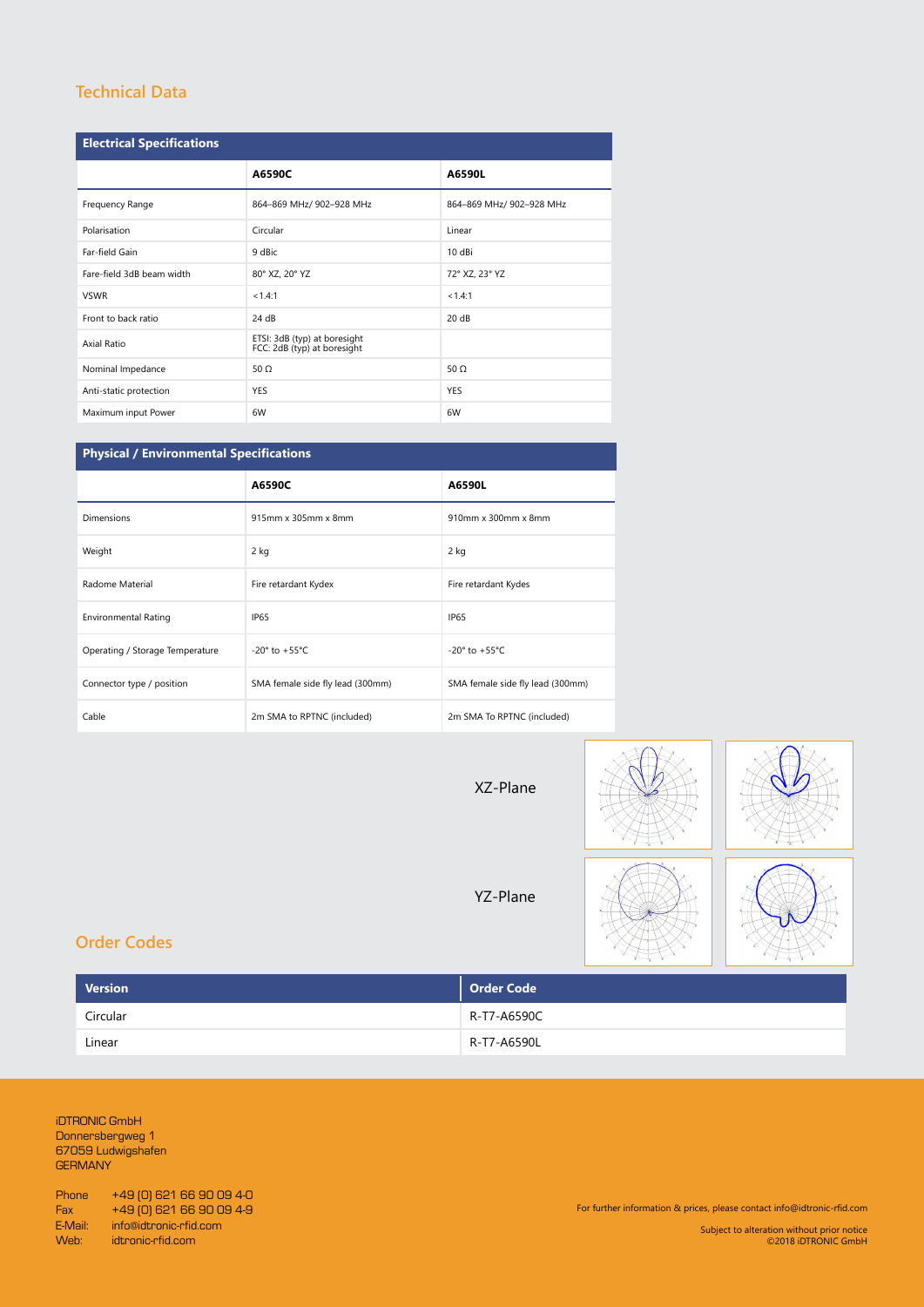## Technical Data

| Electrical Specifications | A6590C | A6590L |
|---|---|---|
| Frequency Range | 864–869 MHz/ 902–928 MHz | 864–869 MHz/ 902–928 MHz |
| Polarisation | Circular | Linear |
| Far-field Gain | 9 dBic | 10 dBi |
| Fare-field 3dB beam width | 80° XZ, 20° YZ | 72° XZ, 23° YZ |
| VSWR | <1.4:1 | <1.4:1 |
| Front to back ratio | 24 dB | 20 dB |
| Axial Ratio | ETSI: 3dB (typ) at boresight<br>FCC: 2dB (typ) at boresight | |
| Nominal Impedance | 50 Ω | 50 Ω |
| Anti-static protection | YES | YES |
| Maximum input Power | 6W | 6W |

| Physical / Environmental Specifications | A6590C | A6590L |
|---|---|---|
| Dimensions | 915mm x 305mm x 8mm | 910mm x 300mm x 8mm |
| Weight | 2 kg | 2 kg |
| Radome Material | Fire retardant Kydex | Fire retardant Kydes |
| Environmental Rating | IP65 | IP65 |
| Operating / Storage Temperature | -20° to +55°C | -20° to +55°C |
| Connector type / position | SMA female side fly lead (300mm) | SMA female side fly lead (300mm) |
| Cable | 2m SMA to RPTNC (included) | 2m SMA To RPTNC (included) |

XZ-Plane

YZ-Plane

## Order Codes

| Version | Order Code |
|---|---|
| Circular | R-T7-A6590C |
| Linear | R-T7-A6590L |

iDTRONIC GmbH
Donnersbergweg 1
67059 Ludwigshafen
GERMANY

Phone +49 (0) 621 66 90 09 4-0
Fax +49 (0) 621 66 90 09 4-9
E-Mail: info@idtronic-rfid.com
Web: idtronic-rfid.com

For further information & prices, please contact info@idtronic-rfid.com

Subject to alteration without prior notice
©2018 iDTRONIC GmbH